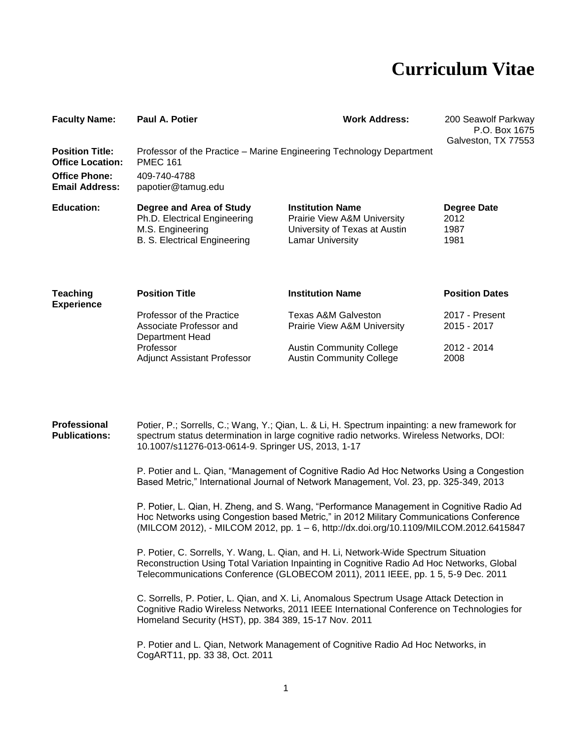# Curriculum Vitae

| | | | |
|---|---|---|---|
| **Faculty Name:** | **Paul A. Potier** | **Work Address:** | 200 Seawolf Parkway<br>P.O. Box 1675<br>Galveston, TX 77553 |
| **Position Title:** | Professor of the Practice – Marine Engineering Technology Department | | |
| **Office Location:** | PMEC 161 | | |
| **Office Phone:** | 409-740-4788 | | |
| **Email Address:** | papotier@tamug.edu | | |

**Education:**

| Degree and Area of Study | Institution Name | Degree Date |
|---|---|---|
| Ph.D. Electrical Engineering | Prairie View A&M University | 2012 |
| M.S. Engineering | University of Texas at Austin | 1987 |
| B. S. Electrical Engineering | Lamar University | 1981 |

**Teaching Experience**

| Position Title | Institution Name | Position Dates |
|---|---|---|
| Professor of the Practice | Texas A&M Galveston | 2017 - Present |
| Associate Professor and Department Head | Prairie View A&M University | 2015 - 2017 |
| Professor | Austin Community College | 2012 - 2014 |
| Adjunct Assistant Professor | Austin Community College | 2008 |

**Professional Publications:**

Potier, P.; Sorrells, C.; Wang, Y.; Qian, L. & Li, H. Spectrum inpainting: a new framework for spectrum status determination in large cognitive radio networks. Wireless Networks, DOI: 10.1007/s11276-013-0614-9. Springer US, 2013, 1-17

P. Potier and L. Qian, "Management of Cognitive Radio Ad Hoc Networks Using a Congestion Based Metric," International Journal of Network Management, Vol. 23, pp. 325-349, 2013

P. Potier, L. Qian, H. Zheng, and S. Wang, "Performance Management in Cognitive Radio Ad Hoc Networks using Congestion based Metric," in 2012 Military Communications Conference (MILCOM 2012), - MILCOM 2012, pp. 1 – 6, http://dx.doi.org/10.1109/MILCOM.2012.6415847

P. Potier, C. Sorrells, Y. Wang, L. Qian, and H. Li, Network-Wide Spectrum Situation Reconstruction Using Total Variation Inpainting in Cognitive Radio Ad Hoc Networks, Global Telecommunications Conference (GLOBECOM 2011), 2011 IEEE, pp. 1 5, 5-9 Dec. 2011

C. Sorrells, P. Potier, L. Qian, and X. Li, Anomalous Spectrum Usage Attack Detection in Cognitive Radio Wireless Networks, 2011 IEEE International Conference on Technologies for Homeland Security (HST), pp. 384 389, 15-17 Nov. 2011

P. Potier and L. Qian, Network Management of Cognitive Radio Ad Hoc Networks, in CogART11, pp. 33 38, Oct. 2011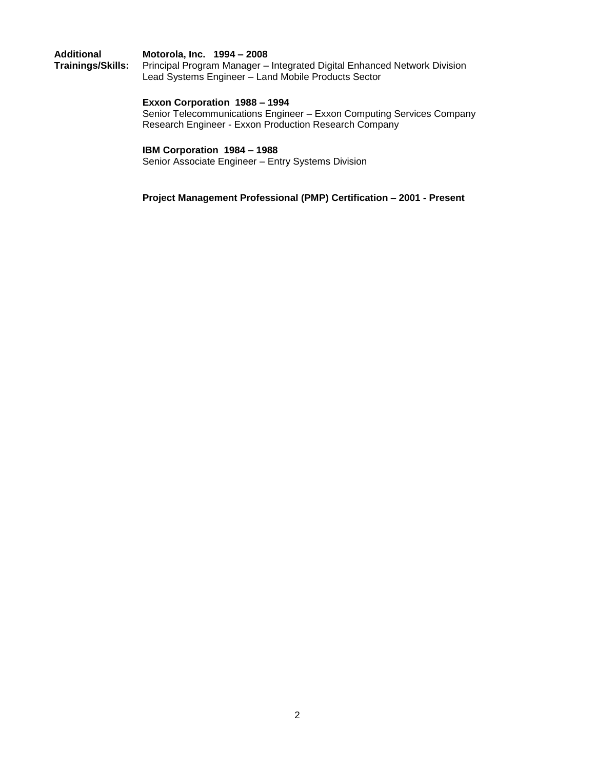**Additional Trainings/Skills:**

**Motorola, Inc. 1994 – 2008**
Principal Program Manager – Integrated Digital Enhanced Network Division
Lead Systems Engineer – Land Mobile Products Sector

**Exxon Corporation 1988 – 1994**
Senior Telecommunications Engineer – Exxon Computing Services Company
Research Engineer - Exxon Production Research Company

**IBM Corporation 1984 – 1988**
Senior Associate Engineer – Entry Systems Division

**Project Management Professional (PMP) Certification – 2001 - Present**